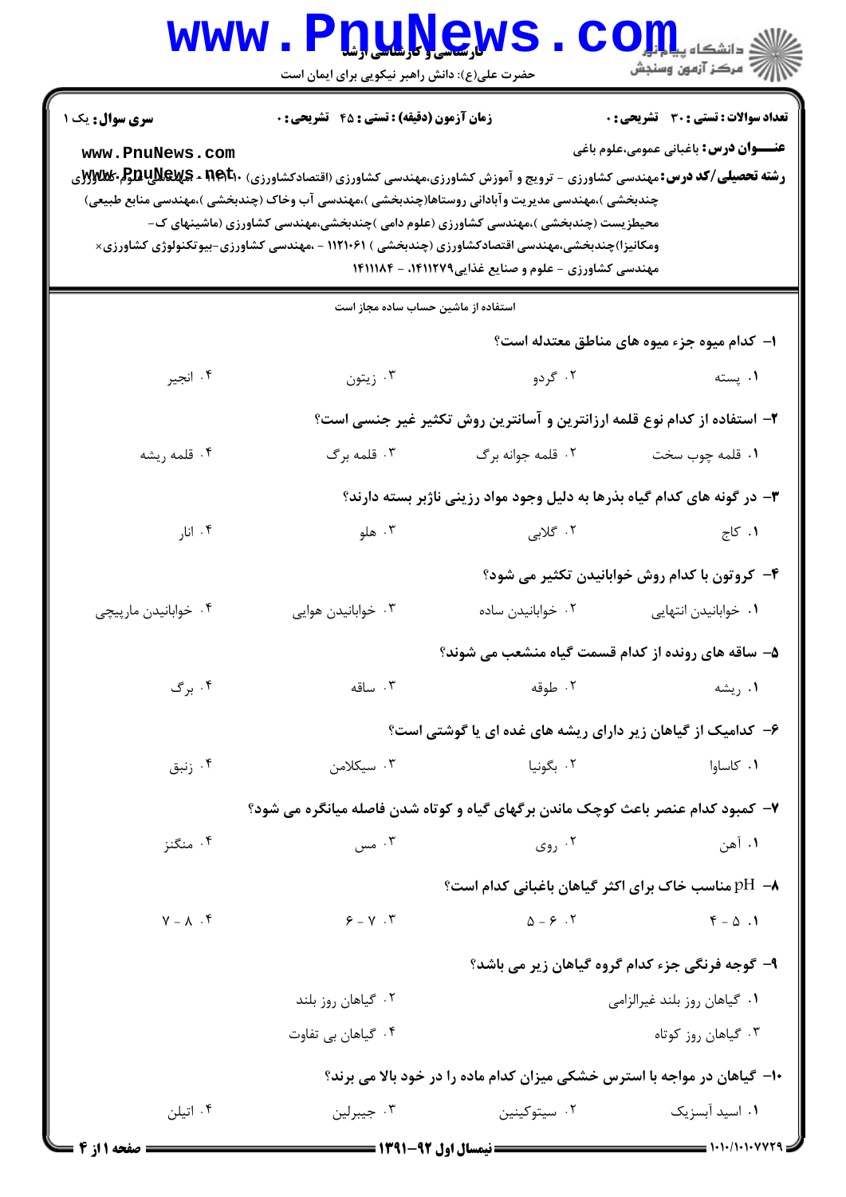**سری سوال:** یک ۱

**زمان آزمون (دقیقه) : تستی : ۴۵  تشریحی : ۰**

**تعداد سوالات : تستی : ۳۰  تشریحی : ۰**

**عنـــوان درس:** باغبانی عمومی،علوم باغی

**رشته تحصیلی/کد درس:** مهندسی کشاورزی - ترویج و آموزش کشاورزی،مهندسی کشاورزی (اقتصادکشاورزی) ۱۴۱۱۰۰۱ - ،مهندسی علوم کشاورزی (چندبخشی )،مهندسی مدیریت وآبادانی روستاها(چندبخشی )،مهندسی آب وخاک (چندبخشی )،مهندسی منابع طبیعی) محیطزیست (چندبخشی )،مهندسی کشاورزی (علوم دامی )چندبخشی،مهندسی کشاورزی (ماشینهای ک- ومکانیزا)چندبخشی،مهندسی اقتصادکشاورزی (چندبخشی ) ۱۱۲۱۰۶۱ - ،مهندسی کشاورزی-بیوتکنولوژی کشاورزی× مهندسی کشاورزی - علوم و صنایع غذایی۱۴۱۱۲۷۹، - ۱۴۱۱۱۸۴

استفاده از ماشین حساب ساده مجاز است

۱- کدام میوه جزء میوه های مناطق معتدله است؟

۱. پسته  ۲. گردو  ۳. زیتون  ۴. انجیر

۲- استفاده از کدام نوع قلمه ارزانترین و آسانترین روش تکثیر غیر جنسی است؟

۱. قلمه چوب سخت  ۲. قلمه جوانه برگ  ۳. قلمه برگ  ۴. قلمه ریشه

۳- در گونه های کدام گیاه بذرها به دلیل وجود مواد رزینی ناژبر بسته دارند؟

۱. کاج  ۲. گلابی  ۳. هلو  ۴. انار

۴- کروتون با کدام روش خوابانیدن تکثیر می شود؟

۱. خوابانیدن انتهایی  ۲. خوابانیدن ساده  ۳. خوابانیدن هوایی  ۴. خوابانیدن مارپیچی

۵- ساقه های رونده از کدام قسمت گیاه منشعب می شوند؟

۱. ریشه  ۲. طوقه  ۳. ساقه  ۴. برگ

۶- کدامیک از گیاهان زیر دارای ریشه های غده ای یا گوشتی است؟

۱. کاساوا  ۲. بگونیا  ۳. سیکلامن  ۴. زنبق

۷- کمبود کدام عنصر باعث کوچک ماندن برگهای گیاه و کوتاه شدن فاصله میانگره می شود؟

۱. آهن  ۲. روی  ۳. مس  ۴. منگنز

۸- pH مناسب خاک برای اکثر گیاهان باغبانی کدام است؟

۱. ۵ - ۴  ۲. ۶ - ۵  ۳. ۷ - ۶  ۴. ۸ - ۷

۹- گوجه فرنگی جزء کدام گروه گیاهان زیر می باشد؟

۱. گیاهان روز بلند غیرالزامی  ۲. گیاهان روز بلند  ۳. گیاهان روز کوتاه  ۴. گیاهان بی تفاوت

۱۰- گیاهان در مواجه با استرس خشکی میزان کدام ماده را در خود بالا می برند؟

۱. اسید آبسزیک  ۲. سیتوکینین  ۳. جیبرلین  ۴. اتیلن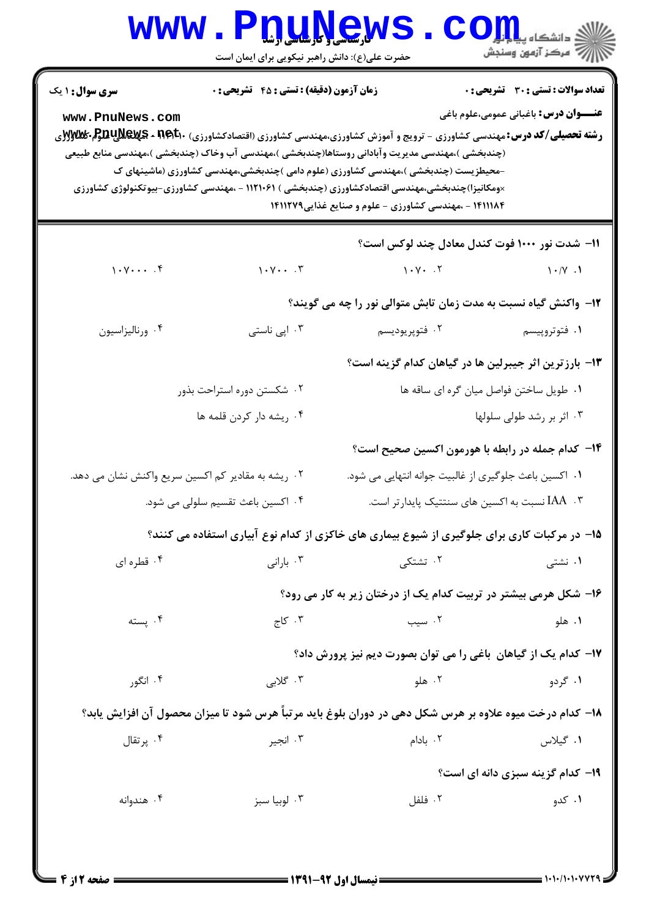**سری سوال:** ۱ یک

**زمان آزمون (دقیقه) : تستی : ۴۵ تشریحی : ۰**

**تعداد سوالات : تستی : ۳۰ تشریحی : ۰**

**عنـــوان درس:** باغبانی عمومی،علوم باغی

**رشته تحصیلی/کد درس:** مهندسی کشاورزی - ترویج و آموزش کشاورزی،مهندسی کشاورزی (اقتصادکشاورزی) ۱۴۱۱۱۰ - ،مهندسی علوم کشاورزی (چندبخشی )،مهندسی مدیریت وآبادانی روستاها(چندبخشی )،مهندسی آب وخاک (چندبخشی )،مهندسی منابع طبیعی -محیطزیست (چندبخشی )،مهندسی کشاورزی (علوم دامی )چندبخشی،مهندسی کشاورزی (ماشینهای ک ×ومکانیزا)چندبخشی،مهندسی اقتصادکشاورزی (چندبخشی ) ۱۱۲۱۰۶۱ - ،مهندسی کشاورزی-بیوتکنولوژی کشاورزی ۱۴۱۱۱۸۴ - ،مهندسی کشاورزی - علوم و صنایع غذایی۱۴۱۱۲۷۹

**۱۱- شدت نور ۱۰۰۰ فوت کندل معادل چند لوکس است؟**

۱. ۱۰/۷

۲. ۱۰۷۰

۳. ۱۰۷۰۰

۴. ۱۰۷۰۰۰

**۱۲- واکنش گیاه نسبت به مدت زمان تابش متوالی نور را چه می گویند؟**

۱. فتوتروپیسم

۲. فتوپریودیسم

۳. اپی ناستی

۴. ورنالیزاسیون

**۱۳- بارزترین اثر جیبرلین ها در گیاهان کدام گزینه است؟**

۱. طویل ساختن فواصل میان گره ای ساقه ها

۲. شکستن دوره استراحت بذور

۳. اثر بر رشد طولی سلولها

۴. ریشه دار کردن قلمه ها

**۱۴- کدام جمله در رابطه با هورمون اکسین صحیح است؟**

۱. اکسین باعث جلوگیری از غالبیت جوانه انتهایی می شود.

۲. ریشه به مقادیر کم اکسین سریع واکنش نشان می دهد.

۳. IAA نسبت به اکسین های سنتتیک پایدارتر است.

۴. اکسین باعث تقسیم سلولی می شود.

**۱۵- در مرکبات کاری برای جلوگیری از شیوع بیماری های خاکزی از کدام نوع آبیاری استفاده می کنند؟**

۱. نشتی

۲. تشتکی

۳. بارانی

۴. قطره ای

**۱۶- شکل هرمی بیشتر در تربیت کدام یک از درختان زیر به کار می رود؟**

۱. هلو

۲. سیب

۳. کاج

۴. پسته

**۱۷- کدام یک از گیاهان باغی را می توان بصورت دیم نیز پرورش داد؟**

۱. گردو

۲. هلو

۳. گلابی

۴. انگور

**۱۸- کدام درخت میوه علاوه بر هرس شکل دهی در دوران بلوغ باید مرتباً هرس شود تا میزان محصول آن افزایش یابد؟**

۱. گیلاس

۲. بادام

۳. انجیر

۴. پرتقال

**۱۹- کدام گزینه سبزی دانه ای است؟**

۱. کدو

۲. فلفل

۳. لوبیا سبز

۴. هندوانه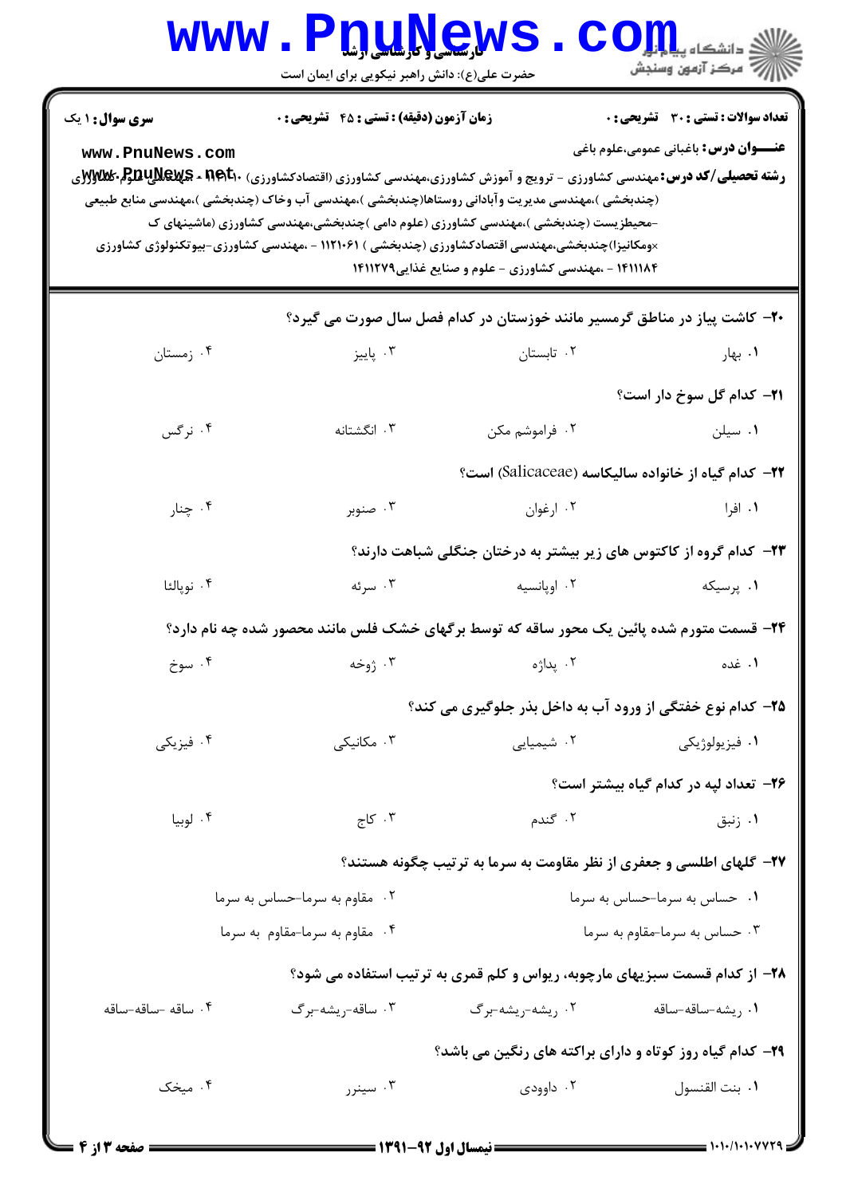**سری سوال:** ۱ یک

**زمان آزمون (دقیقه) : تستی : ۴۵ تشریحی : ۰**

**تعداد سوالات : تستی : ۳۰ تشریحی : ۰**

**عنـــوان درس:** باغبانی عمومی،علوم باغی

**رشته تحصیلی/کد درس:** مهندسی کشاورزی - ترویج و آموزش کشاورزی،مهندسی کشاورزی (اقتصادکشاورزی) ۱۴۱۱۰۰۱ - ،مهندسی علوم کشاورزی (چندبخشی )،مهندسی مدیریت وآبادانی روستاها(چندبخشی )،مهندسی آب وخاک (چندبخشی )،مهندسی منابع طبیعی -محیطزیست (چندبخشی )،مهندسی کشاورزی (علوم دامی )چندبخشی،مهندسی کشاورزی (ماشینهای ک ×ومکانیزا)چندبخشی،مهندسی اقتصادکشاورزی (چندبخشی ) ۱۱۲۱۰۶۱ - ،مهندسی کشاورزی-بیوتکنولوژی کشاورزی ۱۴۱۱۱۸۴ - ،مهندسی کشاورزی - علوم و صنایع غذایی۱۴۱۱۲۷۹

۲۰- کاشت پیاز در مناطق گرمسیر مانند خوزستان در کدام فصل سال صورت می گیرد؟

۱. بهار ۲. تابستان ۳. پاییز ۴. زمستان

۲۱- کدام گل سوخ دار است؟

۱. سیلن ۲. فراموشم مکن ۳. انگشتانه ۴. نرگس

۲۲- کدام گیاه از خانواده سالیکاسه (Salicaceae) است؟

۱. افرا ۲. ارغوان ۳. صنوبر ۴. چنار

۲۳- کدام گروه از کاکتوس های زیر بیشتر به درختان جنگلی شباهت دارند؟

۱. پرسیکه ۲. اوپانسیه ۳. سرئه ۴. نوپالئا

۲۴- قسمت متورم شده پائین یک محور ساقه که توسط برگهای خشک فلس مانند محصور شده چه نام دارد؟

۱. غده ۲. پداژه ۳. ژوخه ۴. سوخ

۲۵- کدام نوع خفتگی از ورود آب به داخل بذر جلوگیری می کند؟

۱. فیزیولوژیکی ۲. شیمیایی ۳. مکانیکی ۴. فیزیکی

۲۶- تعداد لپه در کدام گیاه بیشتر است؟

۱. زنبق ۲. گندم ۳. کاج ۴. لوبیا

۲۷- گلهای اطلسی و جعفری از نظر مقاومت به سرما به ترتیب چگونه هستند؟

۱. حساس به سرما-حساس به سرما
۲. مقاوم به سرما-حساس به سرما
۳. حساس به سرما-مقاوم به سرما
۴. مقاوم به سرما-مقاوم به سرما

۲۸- از کدام قسمت سبزیهای مارچوبه، ریواس و کلم قمری به ترتیب استفاده می شود؟

۱. ریشه-ساقه-ساقه ۲. ریشه-ریشه-برگ ۳. ساقه-ریشه-برگ ۴. ساقه -ساقه-ساقه

۲۹- کدام گیاه روز کوتاه و دارای براکته های رنگین می باشد؟

۱. بنت القنسول ۲. داوودی ۳. سینرر ۴. میخک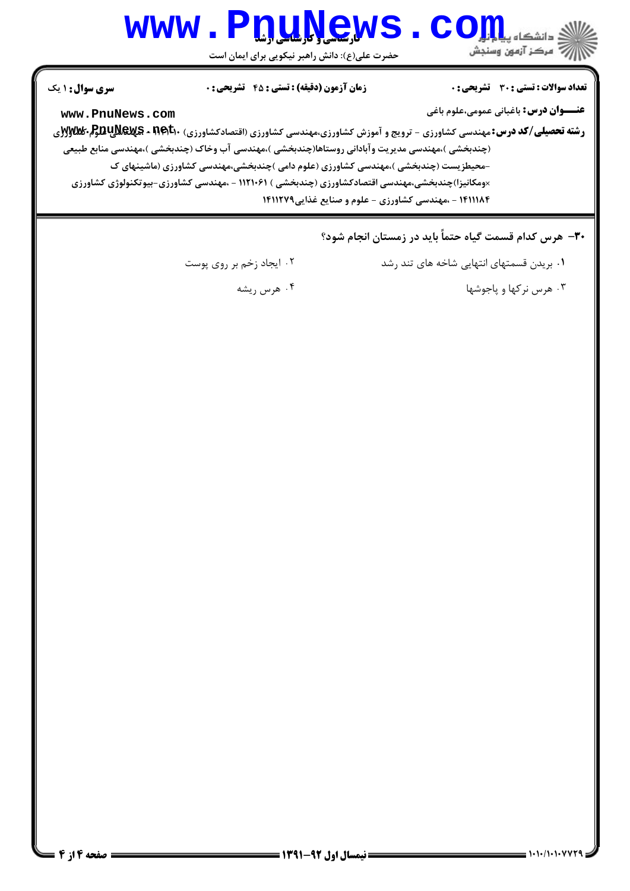**سری سوال:** ۱ یک

**زمان آزمون (دقیقه) : تستی :** ۴۵ **تشریحی :** ۰

**تعداد سوالات : تستی :** ۳۰ **تشریحی :** ۰

**عنـــوان درس:** باغبانی عمومی،علوم باغی

**رشته تحصیلی/کد درس:** مهندسی کشاورزی - ترویج و آموزش کشاورزی،مهندسی کشاورزی (اقتصادکشاورزی) ۱۴۱۱۱۰ - ،مهندسی علوم کشاورزی (چندبخشی )،مهندسی مدیریت وآبادانی روستاها(چندبخشی )،مهندسی آب وخاک (چندبخشی )،مهندسی منابع طبیعی -محیطزیست (چندبخشی )،مهندسی کشاورزی (علوم دامی )چندبخشی،مهندسی کشاورزی (ماشینهای ک ×ومکانیزا)چندبخشی،مهندسی اقتصادکشاورزی (چندبخشی ) ۱۱۲۱۰۶۱ - ،مهندسی کشاورزی-بیوتکنولوژی کشاورزی ۱۴۱۱۱۸۴ - ،مهندسی کشاورزی - علوم و صنایع غذایی۱۴۱۱۲۷۹

**۳۰- هرس کدام قسمت گیاه حتماً باید در زمستان انجام شود؟**

۱. بریدن قسمتهای انتهایی شاخه های تند رشد

۲. ایجاد زخم بر روی پوست

۳. هرس نرکها و پاجوشها

۴. هرس ریشه